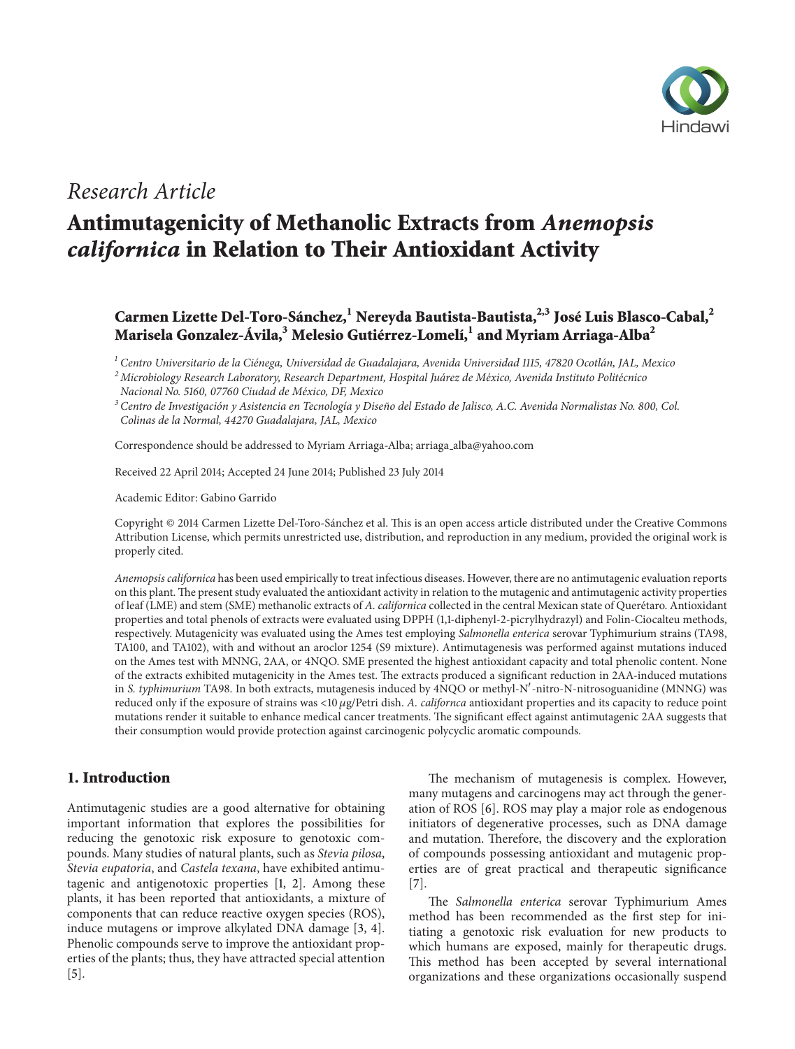*Research Article*

# Antimutagenicity of Methanolic Extracts from *Anemopsis californica* in Relation to Their Antioxidant Activity

**Carmen Lizette Del-Toro-Sánchez,[1] Nereyda Bautista-Bautista,[2,3] José Luis Blasco-Cabal,[2] Marisela Gonzalez-Ávila,[3] Melesio Gutiérrez-Lomelí,[1] and Myriam Arriaga-Alba[2]**

[1] *Centro Universitario de la Ciénega, Universidad de Guadalajara, Avenida Universidad 1115, 47820 Ocotlán, JAL, Mexico*

[2] *Microbiology Research Laboratory, Research Department, Hospital Juárez de México, Avenida Instituto Politécnico Nacional No. 5160, 07760 Ciudad de México, DF, Mexico*

[3] *Centro de Investigación y Asistencia en Tecnología y Diseño del Estado de Jalisco, A.C. Avenida Normalistas No. 800, Col. Colinas de la Normal, 44270 Guadalajara, JAL, Mexico*

Correspondence should be addressed to Myriam Arriaga-Alba; arriaga_alba@yahoo.com

Received 22 April 2014; Accepted 24 June 2014; Published 23 July 2014

Academic Editor: Gabino Garrido

Copyright © 2014 Carmen Lizette Del-Toro-Sánchez et al. This is an open access article distributed under the Creative Commons Attribution License, which permits unrestricted use, distribution, and reproduction in any medium, provided the original work is properly cited.

*Anemopsis californica* has been used empirically to treat infectious diseases. However, there are no antimutagenic evaluation reports on this plant. The present study evaluated the antioxidant activity in relation to the mutagenic and antimutagenic activity properties of leaf (LME) and stem (SME) methanolic extracts of *A. californica* collected in the central Mexican state of Querétaro. Antioxidant properties and total phenols of extracts were evaluated using DPPH (1,1-diphenyl-2-picrylhydrazyl) and Folin-Ciocalteu methods, respectively. Mutagenicity was evaluated using the Ames test employing *Salmonella enterica* serovar Typhimurium strains (TA98, TA100, and TA102), with and without an aroclor 1254 (S9 mixture). Antimutagenesis was performed against mutations induced on the Ames test with MNNG, 2AA, or 4NQO. SME presented the highest antioxidant capacity and total phenolic content. None of the extracts exhibited mutagenicity in the Ames test. The extracts produced a significant reduction in 2AA-induced mutations in *S. typhimurium* TA98. In both extracts, mutagenesis induced by 4NQO or methyl-N′-nitro-N-nitrosoguanidine (MNNG) was reduced only if the exposure of strains was <10 $\mu$g/Petri dish. *A. californca* antioxidant properties and its capacity to reduce point mutations render it suitable to enhance medical cancer treatments. The significant effect against antimutagenic 2AA suggests that their consumption would provide protection against carcinogenic polycyclic aromatic compounds.

## 1. Introduction

Antimutagenic studies are a good alternative for obtaining important information that explores the possibilities for reducing the genotoxic risk exposure to genotoxic compounds. Many studies of natural plants, such as *Stevia pilosa*, *Stevia eupatoria*, and *Castela texana*, have exhibited antimutagenic and antigenotoxic properties [1, 2]. Among these plants, it has been reported that antioxidants, a mixture of components that can reduce reactive oxygen species (ROS), induce mutagens or improve alkylated DNA damage [3, 4]. Phenolic compounds serve to improve the antioxidant properties of the plants; thus, they have attracted special attention [5].

The mechanism of mutagenesis is complex. However, many mutagens and carcinogens may act through the generation of ROS [6]. ROS may play a major role as endogenous initiators of degenerative processes, such as DNA damage and mutation. Therefore, the discovery and the exploration of compounds possessing antioxidant and mutagenic properties are of great practical and therapeutic significance [7].

The *Salmonella enterica* serovar Typhimurium Ames method has been recommended as the first step for initiating a genotoxic risk evaluation for new products to which humans are exposed, mainly for therapeutic drugs. This method has been accepted by several international organizations and these organizations occasionally suspend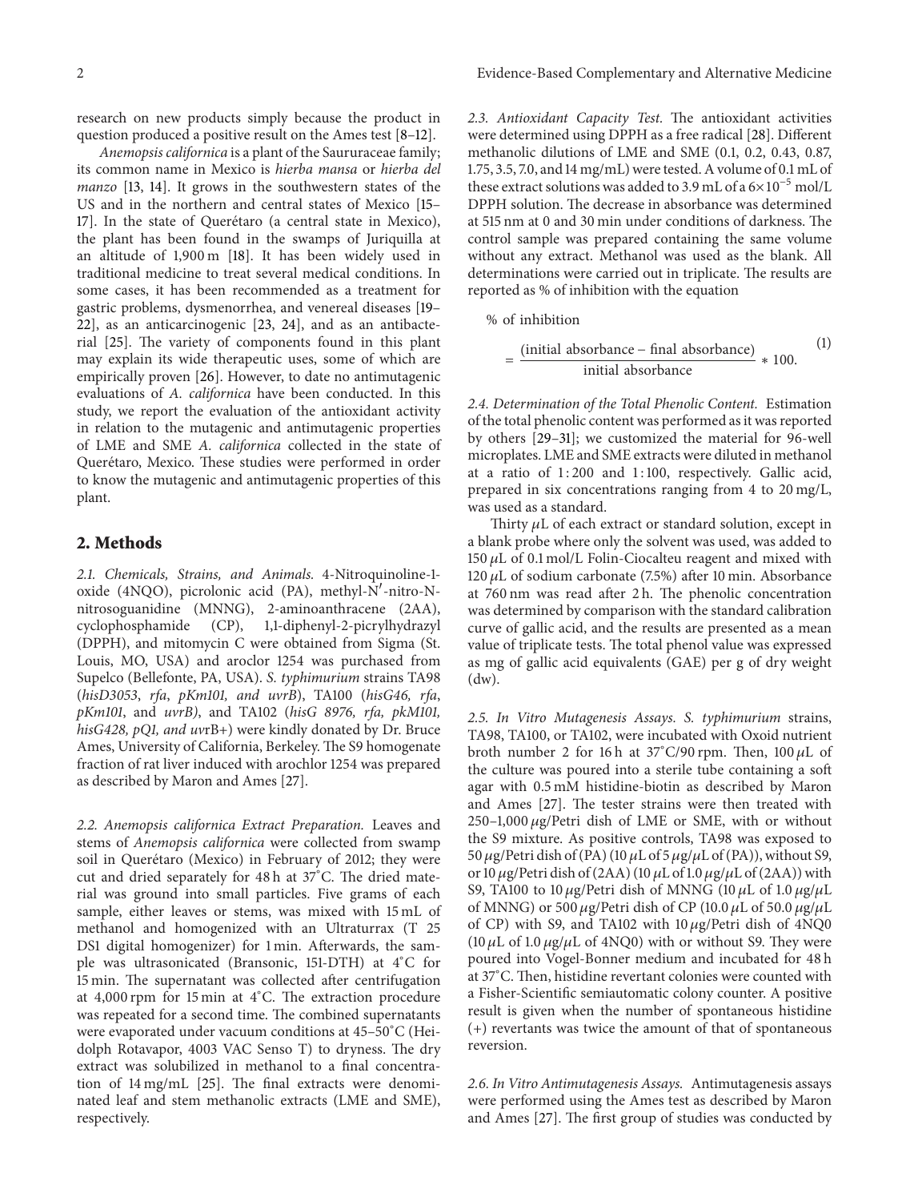research on new products simply because the product in question produced a positive result on the Ames test [8–12].

*Anemopsis californica* is a plant of the Saururaceae family; its common name in Mexico is *hierba mansa* or *hierba del manzo* [13, 14]. It grows in the southwestern states of the US and in the northern and central states of Mexico [15–17]. In the state of Querétaro (a central state in Mexico), the plant has been found in the swamps of Juriquilla at an altitude of 1,900 m [18]. It has been widely used in traditional medicine to treat several medical conditions. In some cases, it has been recommended as a treatment for gastric problems, dysmenorrhea, and venereal diseases [19–22], as an anticarcinogenic [23, 24], and as an antibacterial [25]. The variety of components found in this plant may explain its wide therapeutic uses, some of which are empirically proven [26]. However, to date no antimutagenic evaluations of *A. californica* have been conducted. In this study, we report the evaluation of the antioxidant activity in relation to the mutagenic and antimutagenic properties of LME and SME *A. californica* collected in the state of Querétaro, Mexico. These studies were performed in order to know the mutagenic and antimutagenic properties of this plant.

## 2. Methods

*2.1. Chemicals, Strains, and Animals.* 4-Nitroquinoline-1-oxide (4NQO), picrolonic acid (PA), methyl-N′-nitro-N-nitrosoguanidine (MNNG), 2-aminoanthracene (2AA), cyclophosphamide (CP), 1,1-diphenyl-2-picrylhydrazyl (DPPH), and mitomycin C were obtained from Sigma (St. Louis, MO, USA) and aroclor 1254 was purchased from Supelco (Bellefonte, PA, USA). *S. typhimurium* strains TA98 (*hisD3053*, *rfa*, *pKm101, and uvrB*), TA100 (*hisG46*, *rfa*, *pKm101*, and *uvrB)*, and TA102 (*hisG 8976, rfa, pkM101, hisG428, pQ1, and uvr*B+) were kindly donated by Dr. Bruce Ames, University of California, Berkeley. The S9 homogenate fraction of rat liver induced with arochlor 1254 was prepared as described by Maron and Ames [27].

*2.2. Anemopsis californica Extract Preparation.* Leaves and stems of *Anemopsis californica* were collected from swamp soil in Querétaro (Mexico) in February of 2012; they were cut and dried separately for 48 h at 37°C. The dried material was ground into small particles. Five grams of each sample, either leaves or stems, was mixed with 15 mL of methanol and homogenized with an Ultraturrax (T 25 DS1 digital homogenizer) for 1 min. Afterwards, the sample was ultrasonicated (Bransonic, 151-DTH) at 4°C for 15 min. The supernatant was collected after centrifugation at 4,000 rpm for 15 min at 4°C. The extraction procedure was repeated for a second time. The combined supernatants were evaporated under vacuum conditions at 45–50°C (Heidolph Rotavapor, 4003 VAC Senso T) to dryness. The dry extract was solubilized in methanol to a final concentration of 14 mg/mL [25]. The final extracts were denominated leaf and stem methanolic extracts (LME and SME), respectively.

*2.3. Antioxidant Capacity Test.* The antioxidant activities were determined using DPPH as a free radical [28]. Different methanolic dilutions of LME and SME (0.1, 0.2, 0.43, 0.87, 1.75, 3.5, 7.0, and 14 mg/mL) were tested. A volume of 0.1 mL of these extract solutions was added to 3.9 mL of a $6\times10^{-5}$ mol/L DPPH solution. The decrease in absorbance was determined at 515 nm at 0 and 30 min under conditions of darkness. The control sample was prepared containing the same volume without any extract. Methanol was used as the blank. All determinations were carried out in triplicate. The results are reported as % of inhibition with the equation

$$\%\text{ of inhibition} = \frac{(\text{initial absorbance} - \text{final absorbance})}{\text{initial absorbance}} * 100. \tag{1}$$

*2.4. Determination of the Total Phenolic Content.* Estimation of the total phenolic content was performed as it was reported by others [29–31]; we customized the material for 96-well microplates. LME and SME extracts were diluted in methanol at a ratio of 1 : 200 and 1 : 100, respectively. Gallic acid, prepared in six concentrations ranging from 4 to 20 mg/L, was used as a standard.

Thirty $\mu$L of each extract or standard solution, except in a blank probe where only the solvent was used, was added to 150 $\mu$L of 0.1 mol/L Folin-Ciocalteu reagent and mixed with 120 $\mu$L of sodium carbonate (7.5%) after 10 min. Absorbance at 760 nm was read after 2 h. The phenolic concentration was determined by comparison with the standard calibration curve of gallic acid, and the results are presented as a mean value of triplicate tests. The total phenol value was expressed as mg of gallic acid equivalents (GAE) per g of dry weight (dw).

*2.5. In Vitro Mutagenesis Assays. S. typhimurium* strains, TA98, TA100, or TA102, were incubated with Oxoid nutrient broth number 2 for 16 h at 37°C/90 rpm. Then, 100 $\mu$L of the culture was poured into a sterile tube containing a soft agar with 0.5 mM histidine-biotin as described by Maron and Ames [27]. The tester strains were then treated with 250–1,000 $\mu$g/Petri dish of LME or SME, with or without the S9 mixture. As positive controls, TA98 was exposed to 50 $\mu$g/Petri dish of (PA) (10 $\mu$L of 5 $\mu$g/$\mu$L of (PA)), without S9, or 10 $\mu$g/Petri dish of (2AA) (10 $\mu$L of 1.0 $\mu$g/$\mu$L of (2AA)) with S9, TA100 to 10 $\mu$g/Petri dish of MNNG (10 $\mu$L of 1.0 $\mu$g/$\mu$L of MNNG) or 500 $\mu$g/Petri dish of CP (10.0 $\mu$L of 50.0 $\mu$g/$\mu$L of CP) with S9, and TA102 with 10 $\mu$g/Petri dish of 4NQ0 (10 $\mu$L of 1.0 $\mu$g/$\mu$L of 4NQ0) with or without S9. They were poured into Vogel-Bonner medium and incubated for 48 h at 37°C. Then, histidine revertant colonies were counted with a Fisher-Scientific semiautomatic colony counter. A positive result is given when the number of spontaneous histidine (+) revertants was twice the amount of that of spontaneous reversion.

*2.6. In Vitro Antimutagenesis Assays.* Antimutagenesis assays were performed using the Ames test as described by Maron and Ames [27]. The first group of studies was conducted by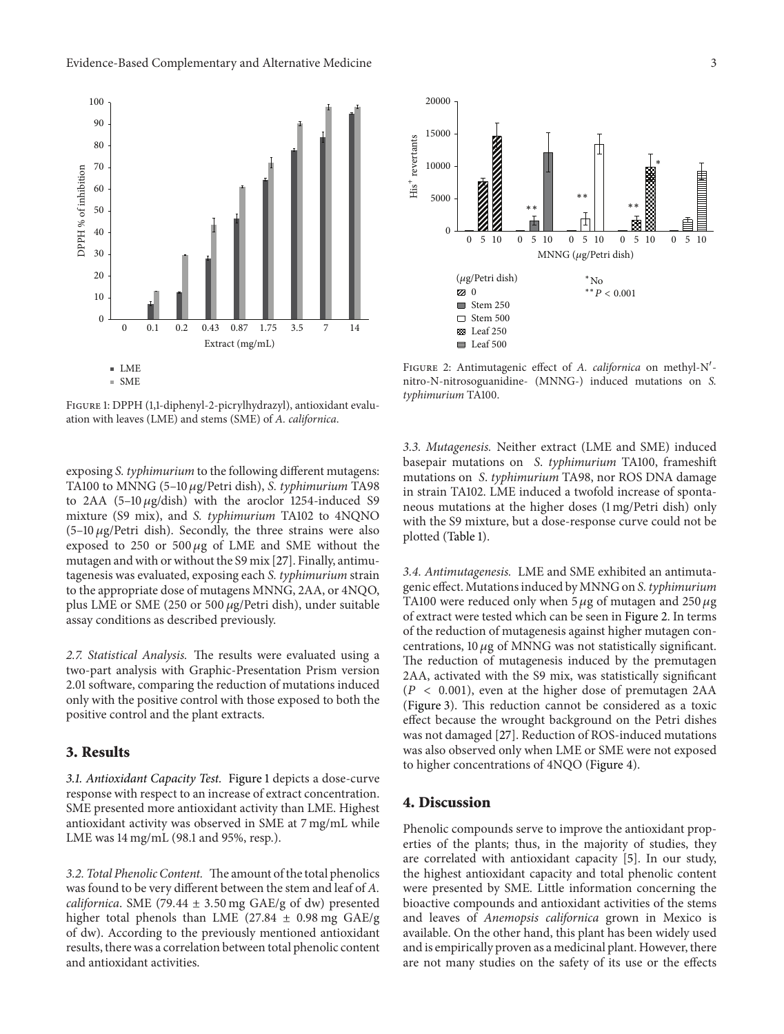Figure 1: DPPH (1,1-diphenyl-2-picrylhydrazyl), antioxidant evaluation with leaves (LME) and stems (SME) of *A. californica*.

Figure 2: Antimutagenic effect of *A. californica* on methyl-N′-nitro-N-nitrosoguanidine- (MNNG-) induced mutations on *S. typhimurium* TA100.

exposing *S. typhimurium* to the following different mutagens: TA100 to MNNG (5–10 $\mu$g/Petri dish), *S. typhimurium* TA98 to 2AA (5–10 $\mu$g/dish) with the aroclor 1254-induced S9 mixture (S9 mix), and *S. typhimurium* TA102 to 4NQNO (5–10 $\mu$g/Petri dish). Secondly, the three strains were also exposed to 250 or 500 $\mu$g of LME and SME without the mutagen and with or without the S9 mix [27]. Finally, antimutagenesis was evaluated, exposing each *S. typhimurium* strain to the appropriate dose of mutagens MNNG, 2AA, or 4NQO, plus LME or SME (250 or 500 $\mu$g/Petri dish), under suitable assay conditions as described previously.

*2.7. Statistical Analysis.* The results were evaluated using a two-part analysis with Graphic-Presentation Prism version 2.01 software, comparing the reduction of mutations induced only with the positive control with those exposed to both the positive control and the plant extracts.

## 3. Results

*3.1. Antioxidant Capacity Test.* Figure 1 depicts a dose-curve response with respect to an increase of extract concentration. SME presented more antioxidant activity than LME. Highest antioxidant activity was observed in SME at 7 mg/mL while LME was 14 mg/mL (98.1 and 95%, resp.).

*3.2. Total Phenolic Content.* The amount of the total phenolics was found to be very different between the stem and leaf of *A. californica*. SME (79.44 ± 3.50 mg GAE/g of dw) presented higher total phenols than LME (27.84 ± 0.98 mg GAE/g of dw). According to the previously mentioned antioxidant results, there was a correlation between total phenolic content and antioxidant activities.

*3.3. Mutagenesis.* Neither extract (LME and SME) induced basepair mutations on *S. typhimurium* TA100, frameshift mutations on *S. typhimurium* TA98, nor ROS DNA damage in strain TA102. LME induced a twofold increase of spontaneous mutations at the higher doses (1 mg/Petri dish) only with the S9 mixture, but a dose-response curve could not be plotted (Table 1).

*3.4. Antimutagenesis.* LME and SME exhibited an antimutagenic effect. Mutations induced by MNNG on *S. typhimurium* TA100 were reduced only when 5 $\mu$g of mutagen and 250 $\mu$g of extract were tested which can be seen in Figure 2. In terms of the reduction of mutagenesis against higher mutagen concentrations, 10 $\mu$g of MNNG was not statistically significant. The reduction of mutagenesis induced by the premutagen 2AA, activated with the S9 mix, was statistically significant ($P < 0.001$), even at the higher dose of premutagen 2AA (Figure 3). This reduction cannot be considered as a toxic effect because the wrought background on the Petri dishes was not damaged [27]. Reduction of ROS-induced mutations was also observed only when LME or SME were not exposed to higher concentrations of 4NQO (Figure 4).

## 4. Discussion

Phenolic compounds serve to improve the antioxidant properties of the plants; thus, in the majority of studies, they are correlated with antioxidant capacity [5]. In our study, the highest antioxidant capacity and total phenolic content were presented by SME. Little information concerning the bioactive compounds and antioxidant activities of the stems and leaves of *Anemopsis californica* grown in Mexico is available. On the other hand, this plant has been widely used and is empirically proven as a medicinal plant. However, there are not many studies on the safety of its use or the effects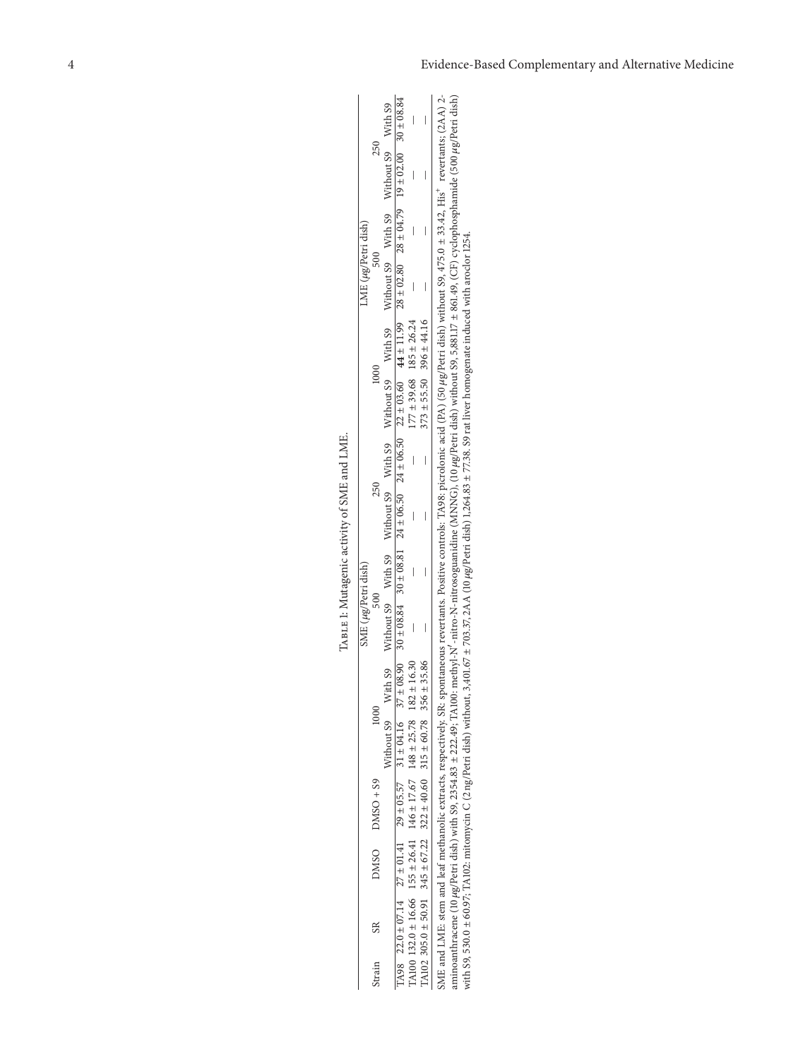Table 1: Mutagenic activity of SME and LME.

| Strain | SR | DMSO | DMSO + S9 | SME (μg/Petri dish) | | | | | | LME (μg/Petri dish) | | | | | |
|---|---|---|---|---|---|---|---|---|---|---|---|---|---|---|---|
| | | | | 1000 | | 500 | | 250 | | 1000 | | 500 | | 250 | |
| | | | | Without S9 | With S9 | Without S9 | With S9 | Without S9 | With S9 | Without S9 | With S9 | Without S9 | With S9 | Without S9 | With S9 |
| TA98 | 22.0 ± 07.14 | 27 ± 01.41 | 29 ± 05.57 | 31 ± 04.16 | 37 ± 08.90 | 30 ± 08.84 | 30 ± 08.81 | 24 ± 06.50 | 24 ± 06.50 | 22 ± 03.60 | **44** ± 11.99 | 28 ± 02.80 | 28 ± 04.79 | 19 ± 02.00 | 30 ± 08.84 |
| TA100 | 132.0 ± 16.66 | 155 ± 26.41 | 146 ± 17.67 | 148 ± 25.78 | 182 ± 16.30 | — | — | — | — | 177 ± 39.68 | 185 ± 26.24 | — | — | — | — |
| TA102 | 305.0 ± 50.91 | 345 ± 67.22 | 322 ± 40.60 | 315 ± 60.78 | 356 ± 35.86 | — | — | — | — | 373 ± 55.50 | 396 ± 44.16 | — | — | — | — |

SME and LME: stem and leaf methanolic extracts, respectively. SR: spontaneous revertants. Positive controls: TA98: picrolonic acid (PA) (50 μg/Petri dish) without S9, 475.0 ± 33.42, His[+] revertants; (2AA) 2-aminoanthracene (10 μg/Petri dish) with S9, 2354.83 ± 222.49; TA100: methyl-N′-nitro-N-nitrosoguanidine (MNNG), (10 μg/Petri dish) without S9, 5,881.17 ± 861.49, (CF) cyclophosphamide (500 μg/Petri dish) with S9, 530.0 ± 60.97; TA102: mitomycin C (2 ng/Petri dish) without, 3,401.67 ± 703.37, 2AA (10 μg/Petri dish) 1,264.83 ± 77.38. S9 rat liver homogenate induced with aroclor 1254.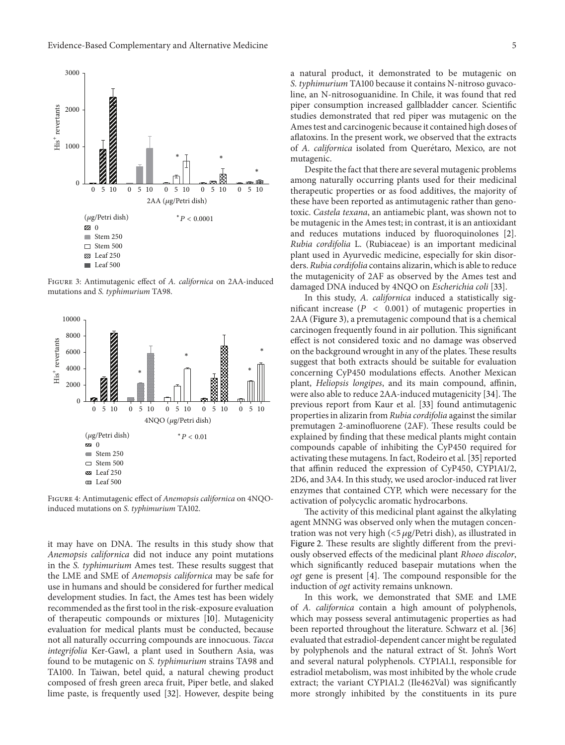Figure 3: Antimutagenic effect of *A. californica* on 2AA-induced mutations and *S. typhimurium* TA98.

Figure 4: Antimutagenic effect of *Anemopsis californica* on 4NQO-induced mutations on *S. typhimurium* TA102.

it may have on DNA. The results in this study show that *Anemopsis californica* did not induce any point mutations in the *S. typhimurium* Ames test. These results suggest that the LME and SME of *Anemopsis californica* may be safe for use in humans and should be considered for further medical development studies. In fact, the Ames test has been widely recommended as the first tool in the risk-exposure evaluation of therapeutic compounds or mixtures [10]. Mutagenicity evaluation for medical plants must be conducted, because not all naturally occurring compounds are innocuous. *Tacca integrifolia* Ker-Gawl, a plant used in Southern Asia, was found to be mutagenic on *S. typhimurium* strains TA98 and TA100. In Taiwan, betel quid, a natural chewing product composed of fresh green areca fruit, Piper betle, and slaked lime paste, is frequently used [32]. However, despite being a natural product, it demonstrated to be mutagenic on *S. typhimurium* TA100 because it contains N-nitroso guvacoline, an N-nitrosoguanidine. In Chile, it was found that red piper consumption increased gallbladder cancer. Scientific studies demonstrated that red piper was mutagenic on the Ames test and carcinogenic because it contained high doses of aflatoxins. In the present work, we observed that the extracts of *A. californica* isolated from Querétaro, Mexico, are not mutagenic.

Despite the fact that there are several mutagenic problems among naturally occurring plants used for their medicinal therapeutic properties or as food additives, the majority of these have been reported as antimutagenic rather than genotoxic. *Castela texana*, an antiamebic plant, was shown not to be mutagenic in the Ames test; in contrast, it is an antioxidant and reduces mutations induced by fluoroquinolones [2]. *Rubia cordifolia* L. (Rubiaceae) is an important medicinal plant used in Ayurvedic medicine, especially for skin disorders. *Rubia cordifolia* contains alizarin, which is able to reduce the mutagenicity of 2AF as observed by the Ames test and damaged DNA induced by 4NQO on *Escherichia coli* [33].

In this study, *A. californica* induced a statistically significant increase ($P < 0.001$) of mutagenic properties in 2AA (Figure 3), a premutagenic compound that is a chemical carcinogen frequently found in air pollution. This significant effect is not considered toxic and no damage was observed on the background wrought in any of the plates. These results suggest that both extracts should be suitable for evaluation concerning CyP450 modulations effects. Another Mexican plant, *Heliopsis longipes*, and its main compound, affinin, were also able to reduce 2AA-induced mutagenicity [34]. The previous report from Kaur et al. [33] found antimutagenic properties in alizarin from *Rubia cordifolia* against the similar premutagen 2-aminofluorene (2AF). These results could be explained by finding that these medical plants might contain compounds capable of inhibiting the CyP450 required for activating these mutagens. In fact, Rodeiro et al. [35] reported that affinin reduced the expression of CyP450, CYP1A1/2, 2D6, and 3A4. In this study, we used aroclor-induced rat liver enzymes that contained CYP, which were necessary for the activation of polycyclic aromatic hydrocarbons.

The activity of this medicinal plant against the alkylating agent MNNG was observed only when the mutagen concentration was not very high ($<5\,\mu$g/Petri dish), as illustrated in Figure 2. These results are slightly different from the previously observed effects of the medicinal plant *Rhoeo discolor*, which significantly reduced basepair mutations when the *ogt* gene is present [4]. The compound responsible for the induction of *ogt* activity remains unknown.

In this work, we demonstrated that SME and LME of *A. californica* contain a high amount of polyphenols, which may possess several antimutagenic properties as had been reported throughout the literature. Schwarz et al. [36] evaluated that estradiol-dependent cancer might be regulated by polyphenols and the natural extract of St. John's Wort and several natural polyphenols. CYP1A1.1, responsible for estradiol metabolism, was most inhibited by the whole crude extract; the variant CYP1A1.2 (Ile462Val) was significantly more strongly inhibited by the constituents in its pure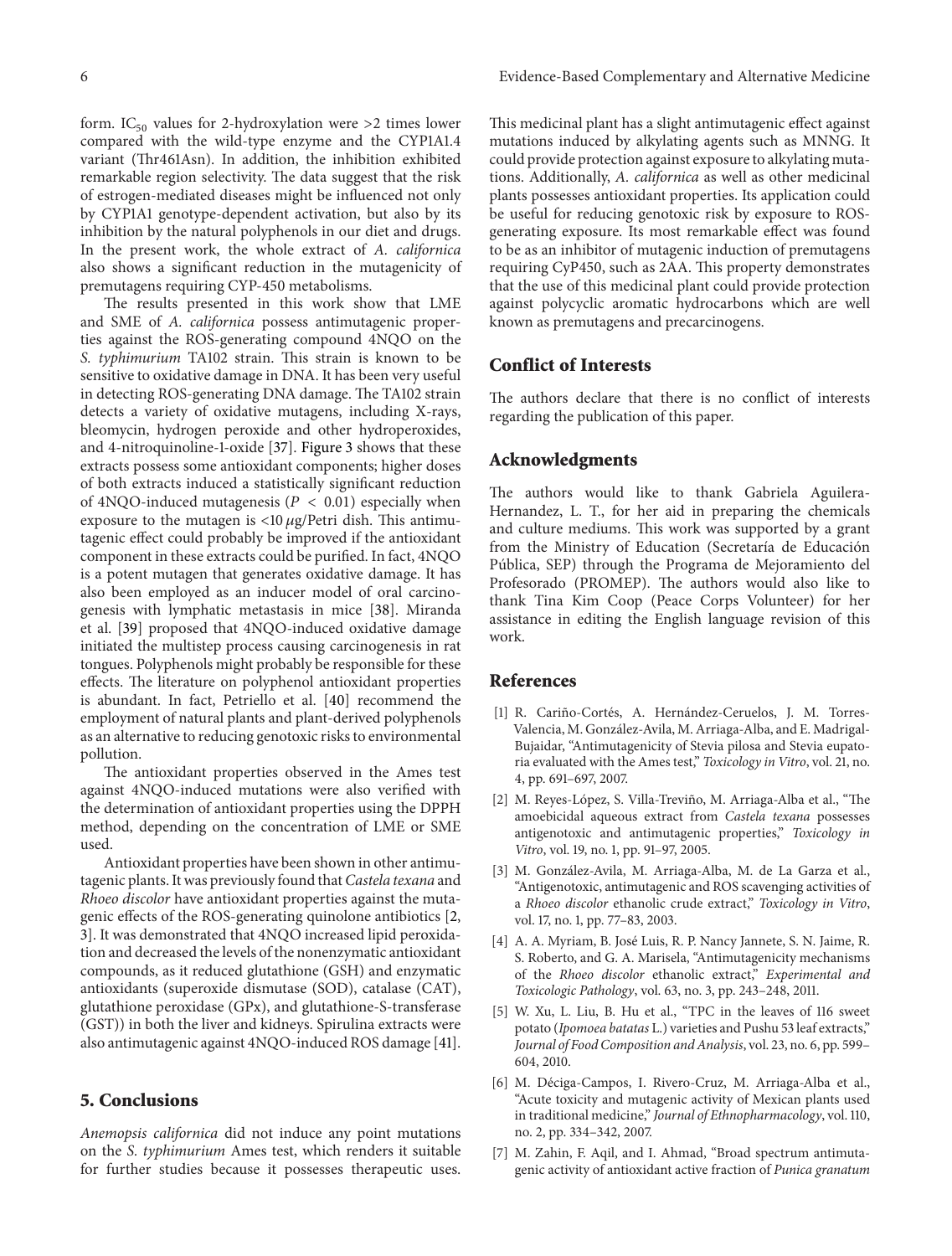form. $IC_{50}$ values for 2-hydroxylation were >2 times lower compared with the wild-type enzyme and the CYP1A1.4 variant (Thr461Asn). In addition, the inhibition exhibited remarkable region selectivity. The data suggest that the risk of estrogen-mediated diseases might be influenced not only by CYP1A1 genotype-dependent activation, but also by its inhibition by the natural polyphenols in our diet and drugs. In the present work, the whole extract of *A. californica* also shows a significant reduction in the mutagenicity of premutagens requiring CYP-450 metabolisms.

The results presented in this work show that LME and SME of *A. californica* possess antimutagenic properties against the ROS-generating compound 4NQO on the *S. typhimurium* TA102 strain. This strain is known to be sensitive to oxidative damage in DNA. It has been very useful in detecting ROS-generating DNA damage. The TA102 strain detects a variety of oxidative mutagens, including X-rays, bleomycin, hydrogen peroxide and other hydroperoxides, and 4-nitroquinoline-1-oxide [37]. Figure 3 shows that these extracts possess some antioxidant components; higher doses of both extracts induced a statistically significant reduction of 4NQO-induced mutagenesis ($P < 0.01$) especially when exposure to the mutagen is <10 $\mu$g/Petri dish. This antimutagenic effect could probably be improved if the antioxidant component in these extracts could be purified. In fact, 4NQO is a potent mutagen that generates oxidative damage. It has also been employed as an inducer model of oral carcinogenesis with lymphatic metastasis in mice [38]. Miranda et al. [39] proposed that 4NQO-induced oxidative damage initiated the multistep process causing carcinogenesis in rat tongues. Polyphenols might probably be responsible for these effects. The literature on polyphenol antioxidant properties is abundant. In fact, Petriello et al. [40] recommend the employment of natural plants and plant-derived polyphenols as an alternative to reducing genotoxic risks to environmental pollution.

The antioxidant properties observed in the Ames test against 4NQO-induced mutations were also verified with the determination of antioxidant properties using the DPPH method, depending on the concentration of LME or SME used.

Antioxidant properties have been shown in other antimutagenic plants. It was previously found that *Castela texana* and *Rhoeo discolor* have antioxidant properties against the mutagenic effects of the ROS-generating quinolone antibiotics [2, 3]. It was demonstrated that 4NQO increased lipid peroxidation and decreased the levels of the nonenzymatic antioxidant compounds, as it reduced glutathione (GSH) and enzymatic antioxidants (superoxide dismutase (SOD), catalase (CAT), glutathione peroxidase (GPx), and glutathione-S-transferase (GST)) in both the liver and kidneys. Spirulina extracts were also antimutagenic against 4NQO-induced ROS damage [41].

## 5. Conclusions

*Anemopsis californica* did not induce any point mutations on the *S. typhimurium* Ames test, which renders it suitable for further studies because it possesses therapeutic uses. This medicinal plant has a slight antimutagenic effect against mutations induced by alkylating agents such as MNNG. It could provide protection against exposure to alkylating mutations. Additionally, *A. californica* as well as other medicinal plants possesses antioxidant properties. Its application could be useful for reducing genotoxic risk by exposure to ROS-generating exposure. Its most remarkable effect was found to be as an inhibitor of mutagenic induction of premutagens requiring CyP450, such as 2AA. This property demonstrates that the use of this medicinal plant could provide protection against polycyclic aromatic hydrocarbons which are well known as premutagens and precarcinogens.

## Conflict of Interests

The authors declare that there is no conflict of interests regarding the publication of this paper.

## Acknowledgments

The authors would like to thank Gabriela Aguilera-Hernandez, L. T., for her aid in preparing the chemicals and culture mediums. This work was supported by a grant from the Ministry of Education (Secretaría de Educación Pública, SEP) through the Programa de Mejoramiento del Profesorado (PROMEP). The authors would also like to thank Tina Kim Coop (Peace Corps Volunteer) for her assistance in editing the English language revision of this work.

## References

[1] R. Cariño-Cortés, A. Hernández-Ceruelos, J. M. Torres-Valencia, M. González-Avila, M. Arriaga-Alba, and E. Madrigal-Bujaidar, "Antimutagenicity of Stevia pilosa and Stevia eupatoria evaluated with the Ames test," *Toxicology in Vitro*, vol. 21, no. 4, pp. 691–697, 2007.

[2] M. Reyes-López, S. Villa-Treviño, M. Arriaga-Alba et al., "The amoebicidal aqueous extract from *Castela texana* possesses antigenotoxic and antimutagenic properties," *Toxicology in Vitro*, vol. 19, no. 1, pp. 91–97, 2005.

[3] M. González-Avila, M. Arriaga-Alba, M. de La Garza et al., "Antigenotoxic, antimutagenic and ROS scavenging activities of a *Rhoeo discolor* ethanolic crude extract," *Toxicology in Vitro*, vol. 17, no. 1, pp. 77–83, 2003.

[4] A. A. Myriam, B. José Luis, R. P. Nancy Jannete, S. N. Jaime, R. S. Roberto, and G. A. Marisela, "Antimutagenicity mechanisms of the *Rhoeo discolor* ethanolic extract," *Experimental and Toxicologic Pathology*, vol. 63, no. 3, pp. 243–248, 2011.

[5] W. Xu, L. Liu, B. Hu et al., "TPC in the leaves of 116 sweet potato (*Ipomoea batatas* L.) varieties and Pushu 53 leaf extracts," *Journal of Food Composition and Analysis*, vol. 23, no. 6, pp. 599–604, 2010.

[6] M. Déciga-Campos, I. Rivero-Cruz, M. Arriaga-Alba et al., "Acute toxicity and mutagenic activity of Mexican plants used in traditional medicine," *Journal of Ethnopharmacology*, vol. 110, no. 2, pp. 334–342, 2007.

[7] M. Zahin, F. Aqil, and I. Ahmad, "Broad spectrum antimutagenic activity of antioxidant active fraction of *Punica granatum*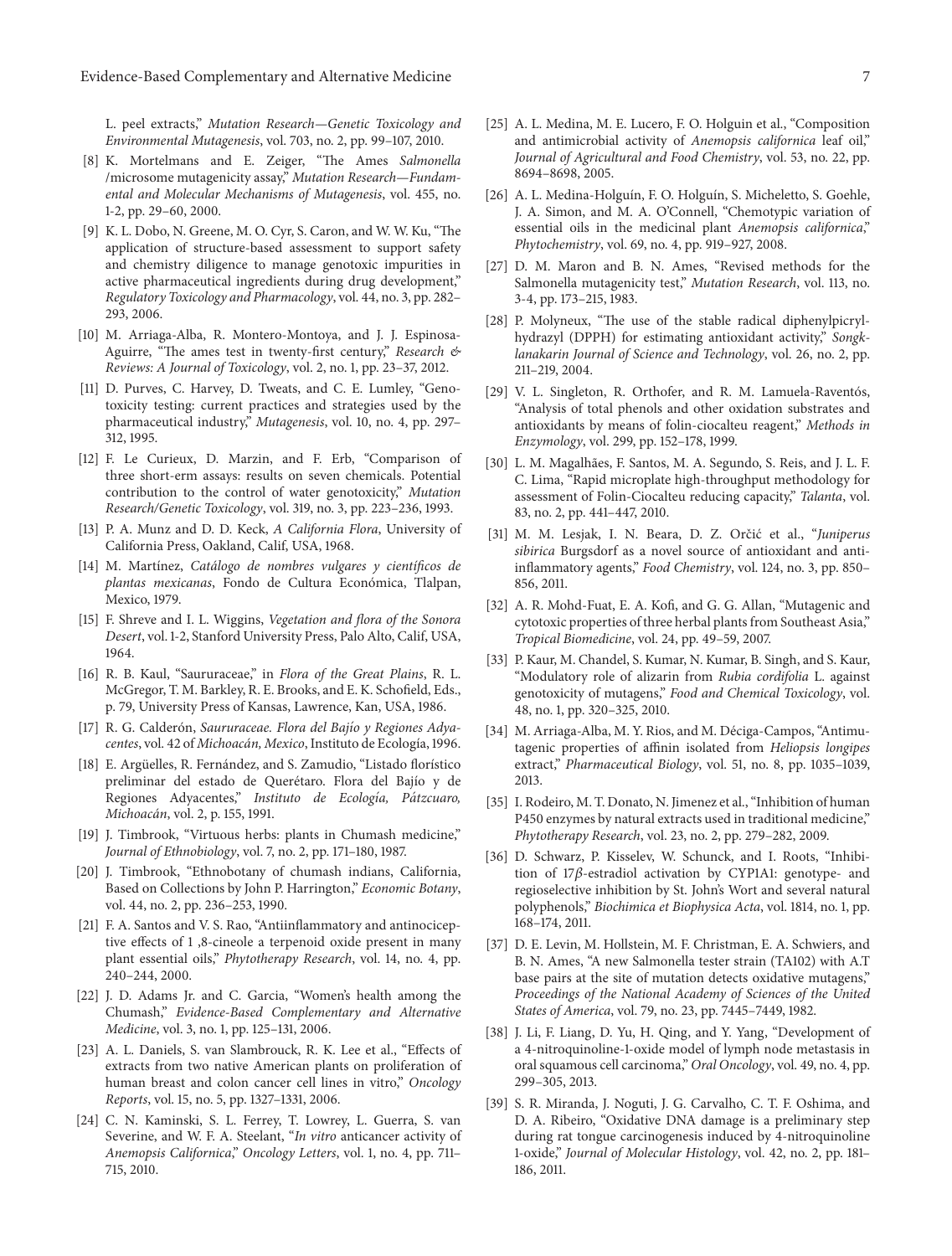L. peel extracts," *Mutation Research—Genetic Toxicology and Environmental Mutagenesis*, vol. 703, no. 2, pp. 99–107, 2010.

[8] K. Mortelmans and E. Zeiger, "The Ames *Salmonella* /microsome mutagenicity assay," *Mutation Research—Fundamental and Molecular Mechanisms of Mutagenesis*, vol. 455, no. 1-2, pp. 29–60, 2000.

[9] K. L. Dobo, N. Greene, M. O. Cyr, S. Caron, and W. W. Ku, "The application of structure-based assessment to support safety and chemistry diligence to manage genotoxic impurities in active pharmaceutical ingredients during drug development," *Regulatory Toxicology and Pharmacology*, vol. 44, no. 3, pp. 282–293, 2006.

[10] M. Arriaga-Alba, R. Montero-Montoya, and J. J. Espinosa-Aguirre, "The ames test in twenty-first century," *Research & Reviews: A Journal of Toxicology*, vol. 2, no. 1, pp. 23–37, 2012.

[11] D. Purves, C. Harvey, D. Tweats, and C. E. Lumley, "Genotoxicity testing: current practices and strategies used by the pharmaceutical industry," *Mutagenesis*, vol. 10, no. 4, pp. 297–312, 1995.

[12] F. Le Curieux, D. Marzin, and F. Erb, "Comparison of three short-erm assays: results on seven chemicals. Potential contribution to the control of water genotoxicity," *Mutation Research/Genetic Toxicology*, vol. 319, no. 3, pp. 223–236, 1993.

[13] P. A. Munz and D. D. Keck, *A California Flora*, University of California Press, Oakland, Calif, USA, 1968.

[14] M. Martínez, *Catálogo de nombres vulgares y científicos de plantas mexicanas*, Fondo de Cultura Económica, Tlalpan, Mexico, 1979.

[15] F. Shreve and I. L. Wiggins, *Vegetation and flora of the Sonora Desert*, vol. 1-2, Stanford University Press, Palo Alto, Calif, USA, 1964.

[16] R. B. Kaul, "Saururaceae," in *Flora of the Great Plains*, R. L. McGregor, T. M. Barkley, R. E. Brooks, and E. K. Schofield, Eds., p. 79, University Press of Kansas, Lawrence, Kan, USA, 1986.

[17] R. G. Calderón, *Saururaceae. Flora del Bajío y Regiones Adyacentes*, vol. 42 of *Michoacán, Mexico*, Instituto de Ecología, 1996.

[18] E. Argüelles, R. Fernández, and S. Zamudio, "Listado florístico preliminar del estado de Querétaro. Flora del Bajío y de Regiones Adyacentes," *Instituto de Ecología, Pátzcuaro, Michoacán*, vol. 2, p. 155, 1991.

[19] J. Timbrook, "Virtuous herbs: plants in Chumash medicine," *Journal of Ethnobiology*, vol. 7, no. 2, pp. 171–180, 1987.

[20] J. Timbrook, "Ethnobotany of chumash indians, California, Based on Collections by John P. Harrington," *Economic Botany*, vol. 44, no. 2, pp. 236–253, 1990.

[21] F. A. Santos and V. S. Rao, "Antiinflammatory and antinociceptive effects of 1 ,8-cineole a terpenoid oxide present in many plant essential oils," *Phytotherapy Research*, vol. 14, no. 4, pp. 240–244, 2000.

[22] J. D. Adams Jr. and C. Garcia, "Women's health among the Chumash," *Evidence-Based Complementary and Alternative Medicine*, vol. 3, no. 1, pp. 125–131, 2006.

[23] A. L. Daniels, S. van Slambrouck, R. K. Lee et al., "Effects of extracts from two native American plants on proliferation of human breast and colon cancer cell lines in vitro," *Oncology Reports*, vol. 15, no. 5, pp. 1327–1331, 2006.

[24] C. N. Kaminski, S. L. Ferrey, T. Lowrey, L. Guerra, S. van Severine, and W. F. A. Steelant, "*In vitro* anticancer activity of *Anemopsis Californica*," *Oncology Letters*, vol. 1, no. 4, pp. 711–715, 2010.

[25] A. L. Medina, M. E. Lucero, F. O. Holguin et al., "Composition and antimicrobial activity of *Anemopsis californica* leaf oil," *Journal of Agricultural and Food Chemistry*, vol. 53, no. 22, pp. 8694–8698, 2005.

[26] A. L. Medina-Holguín, F. O. Holguín, S. Micheletto, S. Goehle, J. A. Simon, and M. A. O'Connell, "Chemotypic variation of essential oils in the medicinal plant *Anemopsis californica*," *Phytochemistry*, vol. 69, no. 4, pp. 919–927, 2008.

[27] D. M. Maron and B. N. Ames, "Revised methods for the Salmonella mutagenicity test," *Mutation Research*, vol. 113, no. 3-4, pp. 173–215, 1983.

[28] P. Molyneux, "The use of the stable radical diphenylpicrylhydrazyl (DPPH) for estimating antioxidant activity," *Songklanakarin Journal of Science and Technology*, vol. 26, no. 2, pp. 211–219, 2004.

[29] V. L. Singleton, R. Orthofer, and R. M. Lamuela-Raventós, "Analysis of total phenols and other oxidation substrates and antioxidants by means of folin-ciocalteu reagent," *Methods in Enzymology*, vol. 299, pp. 152–178, 1999.

[30] L. M. Magalhães, F. Santos, M. A. Segundo, S. Reis, and J. L. F. C. Lima, "Rapid microplate high-throughput methodology for assessment of Folin-Ciocalteu reducing capacity," *Talanta*, vol. 83, no. 2, pp. 441–447, 2010.

[31] M. M. Lesjak, I. N. Beara, D. Z. Orčić et al., "*Juniperus sibirica* Burgsdorf as a novel source of antioxidant and anti-inflammatory agents," *Food Chemistry*, vol. 124, no. 3, pp. 850–856, 2011.

[32] A. R. Mohd-Fuat, E. A. Kofi, and G. G. Allan, "Mutagenic and cytotoxic properties of three herbal plants from Southeast Asia," *Tropical Biomedicine*, vol. 24, pp. 49–59, 2007.

[33] P. Kaur, M. Chandel, S. Kumar, N. Kumar, B. Singh, and S. Kaur, "Modulatory role of alizarin from *Rubia cordifolia* L. against genotoxicity of mutagens," *Food and Chemical Toxicology*, vol. 48, no. 1, pp. 320–325, 2010.

[34] M. Arriaga-Alba, M. Y. Rios, and M. Déciga-Campos, "Antimutagenic properties of affinin isolated from *Heliopsis longipes* extract," *Pharmaceutical Biology*, vol. 51, no. 8, pp. 1035–1039, 2013.

[35] I. Rodeiro, M. T. Donato, N. Jimenez et al., "Inhibition of human P450 enzymes by natural extracts used in traditional medicine," *Phytotherapy Research*, vol. 23, no. 2, pp. 279–282, 2009.

[36] D. Schwarz, P. Kisselev, W. Schunck, and I. Roots, "Inhibition of 17$\beta$-estradiol activation by CYP1A1: genotype- and regioselective inhibition by St. John's Wort and several natural polyphenols," *Biochimica et Biophysica Acta*, vol. 1814, no. 1, pp. 168–174, 2011.

[37] D. E. Levin, M. Hollstein, M. F. Christman, E. A. Schwiers, and B. N. Ames, "A new Salmonella tester strain (TA102) with A.T base pairs at the site of mutation detects oxidative mutagens," *Proceedings of the National Academy of Sciences of the United States of America*, vol. 79, no. 23, pp. 7445–7449, 1982.

[38] J. Li, F. Liang, D. Yu, H. Qing, and Y. Yang, "Development of a 4-nitroquinoline-1-oxide model of lymph node metastasis in oral squamous cell carcinoma," *Oral Oncology*, vol. 49, no. 4, pp. 299–305, 2013.

[39] S. R. Miranda, J. Noguti, J. G. Carvalho, C. T. F. Oshima, and D. A. Ribeiro, "Oxidative DNA damage is a preliminary step during rat tongue carcinogenesis induced by 4-nitroquinoline 1-oxide," *Journal of Molecular Histology*, vol. 42, no. 2, pp. 181–186, 2011.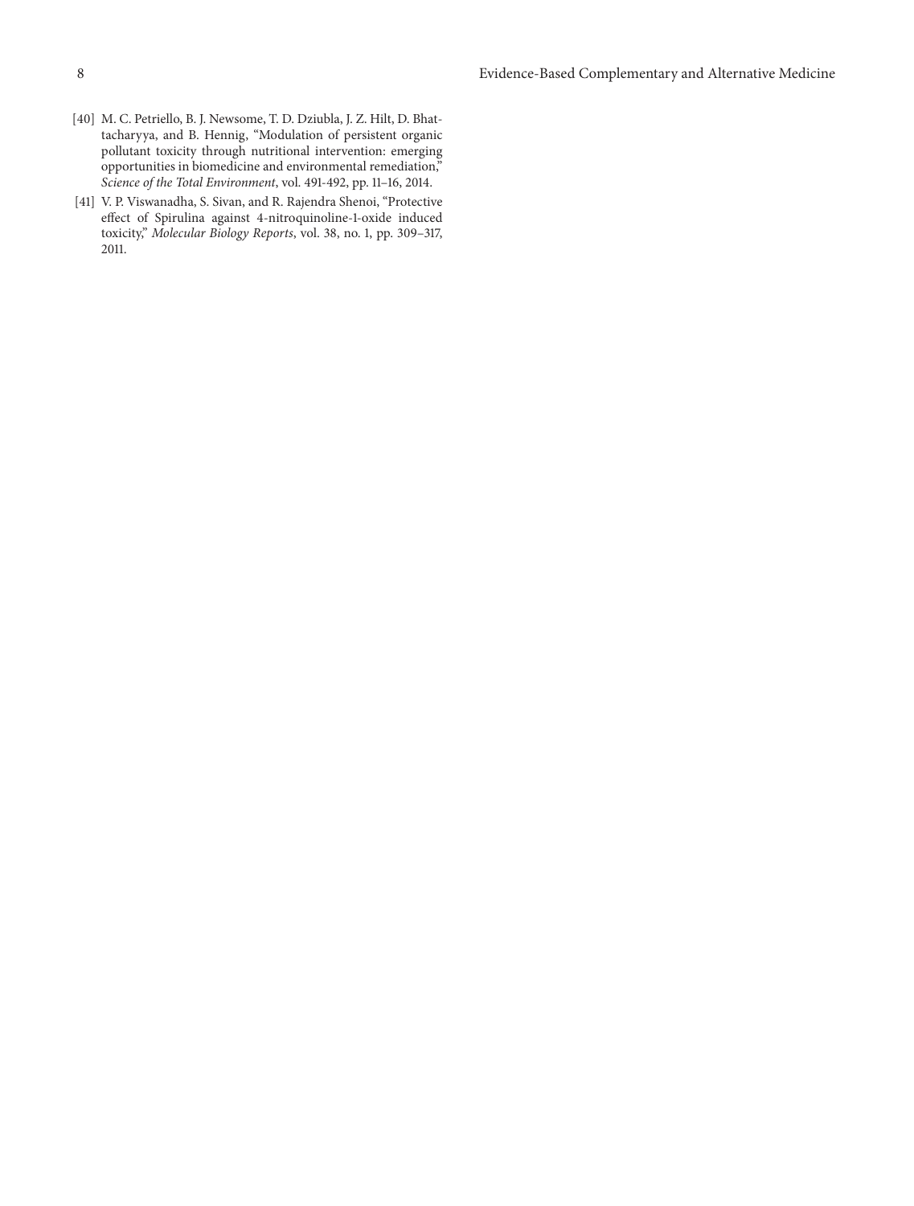[40] M. C. Petriello, B. J. Newsome, T. D. Dziubla, J. Z. Hilt, D. Bhattacharyya, and B. Hennig, "Modulation of persistent organic pollutant toxicity through nutritional intervention: emerging opportunities in biomedicine and environmental remediation," *Science of the Total Environment*, vol. 491-492, pp. 11–16, 2014.

[41] V. P. Viswanadha, S. Sivan, and R. Rajendra Shenoi, "Protective effect of Spirulina against 4-nitroquinoline-1-oxide induced toxicity," *Molecular Biology Reports*, vol. 38, no. 1, pp. 309–317, 2011.